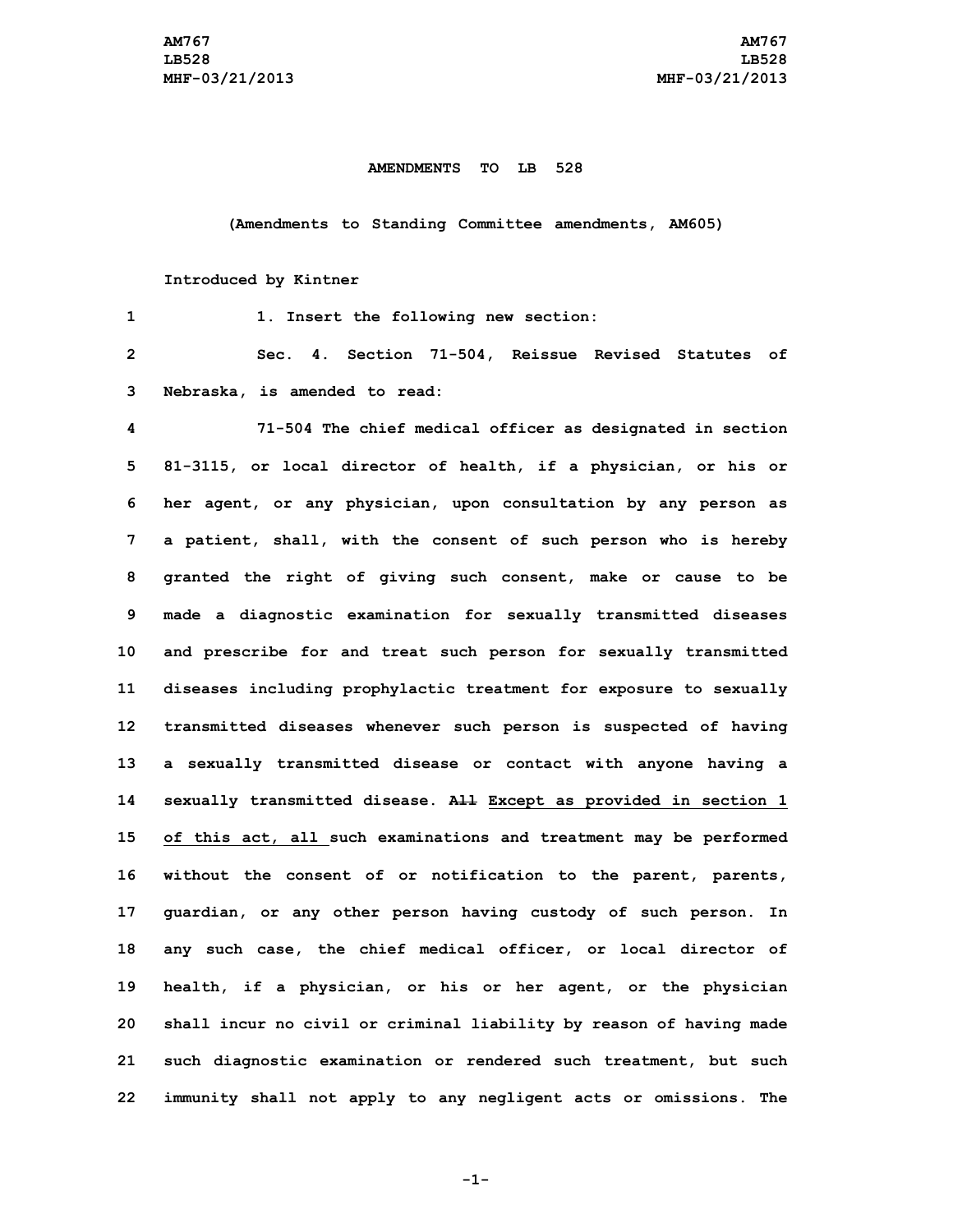**AMENDMENTS TO LB 528**

**(Amendments to Standing Committee amendments, AM605)**

**Introduced by Kintner**

1. Insert the following new section:

Sec. 4. Section 71-504, Reissue Revised Statutes of Nebraska, is amended to read:

71-504 The chief medical officer as designated in section 81-3115, or local director of health, if a physician, or his or her agent, or any physician, upon consultation by any person as a patient, shall, with the consent of such person who is hereby granted the right of giving such consent, make or cause to be made a diagnostic examination for sexually transmitted diseases and prescribe for and treat such person for sexually transmitted diseases including prophylactic treatment for exposure to sexually transmitted diseases whenever such person is suspected of having a sexually transmitted disease or contact with anyone having a sexually transmitted disease. ~~All~~ <u>Except as provided in section 1 of this act, all</u> such examinations and treatment may be performed without the consent of or notification to the parent, parents, guardian, or any other person having custody of such person. In any such case, the chief medical officer, or local director of health, if a physician, or his or her agent, or the physician shall incur no civil or criminal liability by reason of having made such diagnostic examination or rendered such treatment, but such immunity shall not apply to any negligent acts or omissions. The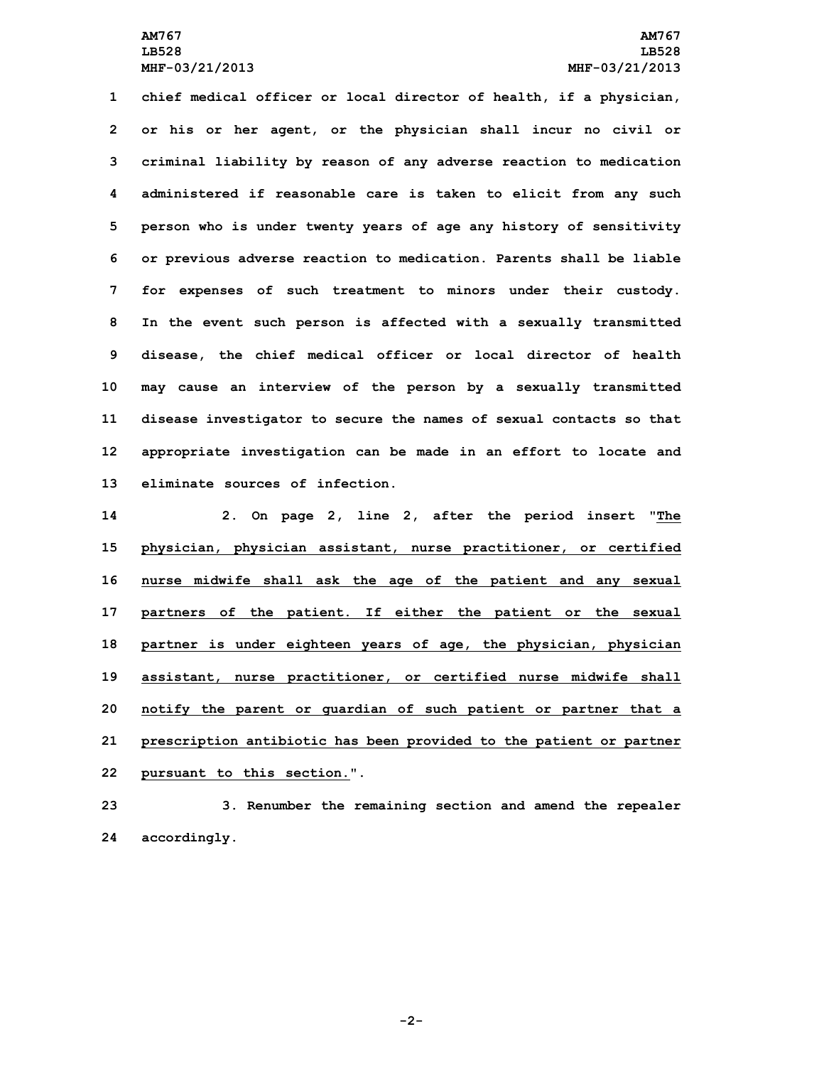chief medical officer or local director of health, if a physician, or his or her agent, or the physician shall incur no civil or criminal liability by reason of any adverse reaction to medication administered if reasonable care is taken to elicit from any such person who is under twenty years of age any history of sensitivity or previous adverse reaction to medication. Parents shall be liable for expenses of such treatment to minors under their custody. In the event such person is affected with a sexually transmitted disease, the chief medical officer or local director of health may cause an interview of the person by a sexually transmitted disease investigator to secure the names of sexual contacts so that appropriate investigation can be made in an effort to locate and eliminate sources of infection.

2. On page 2, line 2, after the period insert "The physician, physician assistant, nurse practitioner, or certified nurse midwife shall ask the age of the patient and any sexual partners of the patient. If either the patient or the sexual partner is under eighteen years of age, the physician, physician assistant, nurse practitioner, or certified nurse midwife shall notify the parent or guardian of such patient or partner that a prescription antibiotic has been provided to the patient or partner pursuant to this section.".

3. Renumber the remaining section and amend the repealer accordingly.